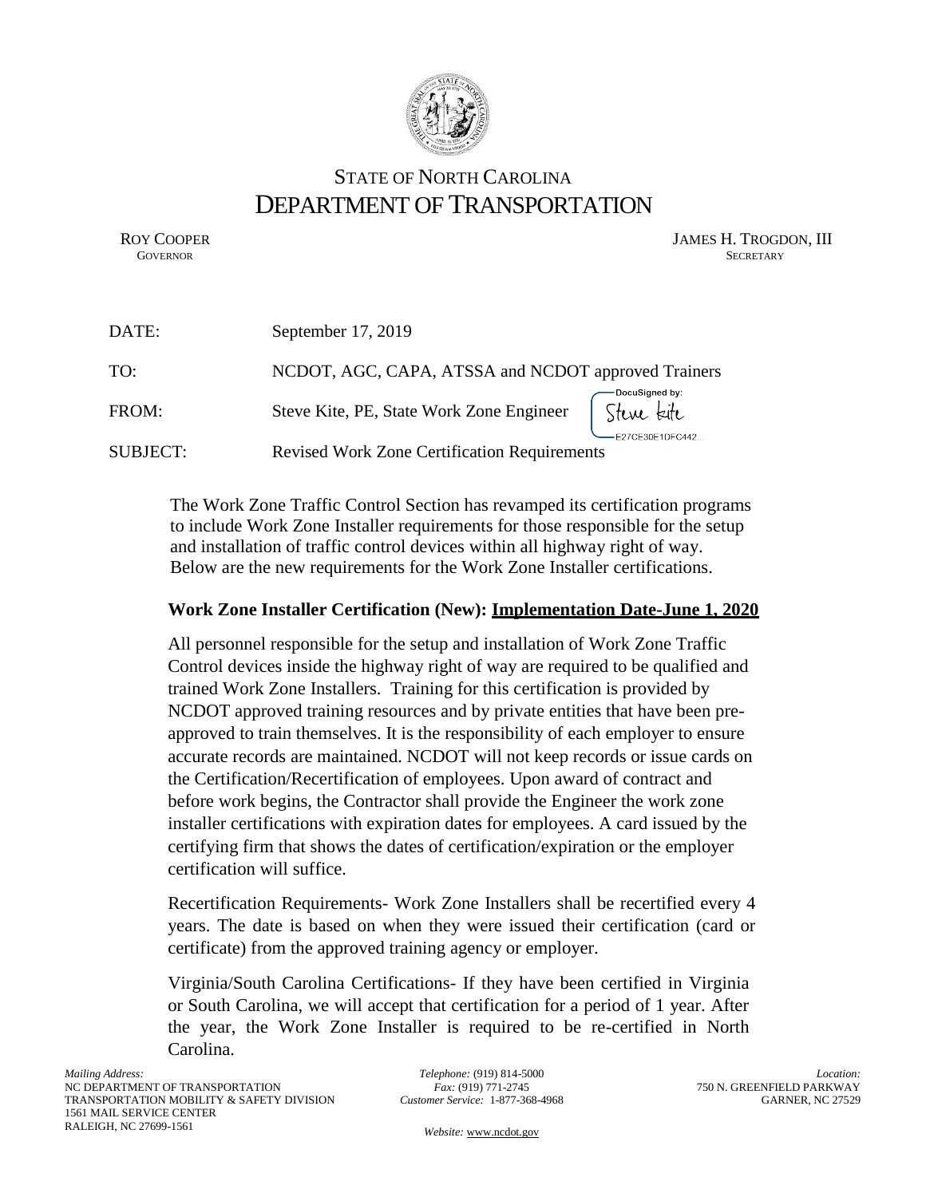# STATE OF NORTH CAROLINA
# DEPARTMENT OF TRANSPORTATION

ROY COOPER
GOVERNOR

JAMES H. TROGDON, III
SECRETARY

DATE: September 17, 2019

TO: NCDOT, AGC, CAPA, ATSSA and NCDOT approved Trainers

FROM: Steve Kite, PE, State Work Zone Engineer

DocuSigned by: Steve Kite
E27CE30E1DFC442...

SUBJECT: Revised Work Zone Certification Requirements

The Work Zone Traffic Control Section has revamped its certification programs to include Work Zone Installer requirements for those responsible for the setup and installation of traffic control devices within all highway right of way. Below are the new requirements for the Work Zone Installer certifications.

**Work Zone Installer Certification (New): <u>Implementation Date-June 1, 2020</u>**

All personnel responsible for the setup and installation of Work Zone Traffic Control devices inside the highway right of way are required to be qualified and trained Work Zone Installers. Training for this certification is provided by NCDOT approved training resources and by private entities that have been pre-approved to train themselves. It is the responsibility of each employer to ensure accurate records are maintained. NCDOT will not keep records or issue cards on the Certification/Recertification of employees. Upon award of contract and before work begins, the Contractor shall provide the Engineer the work zone installer certifications with expiration dates for employees. A card issued by the certifying firm that shows the dates of certification/expiration or the employer certification will suffice.

Recertification Requirements- Work Zone Installers shall be recertified every 4 years. The date is based on when they were issued their certification (card or certificate) from the approved training agency or employer.

Virginia/South Carolina Certifications- If they have been certified in Virginia or South Carolina, we will accept that certification for a period of 1 year. After the year, the Work Zone Installer is required to be re-certified in North Carolina.

*Mailing Address:*
NC DEPARTMENT OF TRANSPORTATION
TRANSPORTATION MOBILITY & SAFETY DIVISION
1561 MAIL SERVICE CENTER
RALEIGH, NC 27699-1561

*Telephone:* (919) 814-5000
*Fax:* (919) 771-2745
*Customer Service:* 1-877-368-4968

*Website:* www.ncdot.gov

*Location:*
750 N. GREENFIELD PARKWAY
GARNER, NC 27529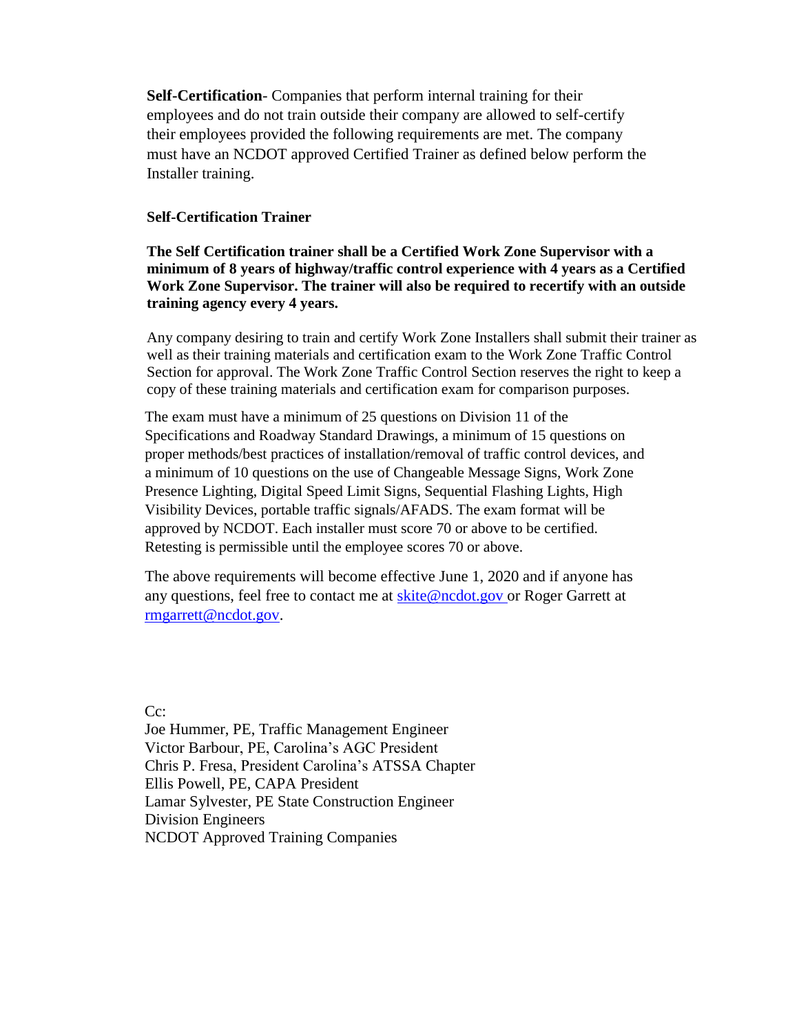**Self-Certification**- Companies that perform internal training for their employees and do not train outside their company are allowed to self-certify their employees provided the following requirements are met. The company must have an NCDOT approved Certified Trainer as defined below perform the Installer training.

**Self-Certification Trainer**

**The Self Certification trainer shall be a Certified Work Zone Supervisor with a minimum of 8 years of highway/traffic control experience with 4 years as a Certified Work Zone Supervisor. The trainer will also be required to recertify with an outside training agency every 4 years.**

Any company desiring to train and certify Work Zone Installers shall submit their trainer as well as their training materials and certification exam to the Work Zone Traffic Control Section for approval. The Work Zone Traffic Control Section reserves the right to keep a copy of these training materials and certification exam for comparison purposes.

The exam must have a minimum of 25 questions on Division 11 of the Specifications and Roadway Standard Drawings, a minimum of 15 questions on proper methods/best practices of installation/removal of traffic control devices, and a minimum of 10 questions on the use of Changeable Message Signs, Work Zone Presence Lighting, Digital Speed Limit Signs, Sequential Flashing Lights, High Visibility Devices, portable traffic signals/AFADS. The exam format will be approved by NCDOT. Each installer must score 70 or above to be certified. Retesting is permissible until the employee scores 70 or above.

The above requirements will become effective June 1, 2020 and if anyone has any questions, feel free to contact me at skite@ncdot.gov or Roger Garrett at rmgarrett@ncdot.gov.

Cc:
Joe Hummer, PE, Traffic Management Engineer
Victor Barbour, PE, Carolina's AGC President
Chris P. Fresa, President Carolina's ATSSA Chapter
Ellis Powell, PE, CAPA President
Lamar Sylvester, PE State Construction Engineer
Division Engineers
NCDOT Approved Training Companies